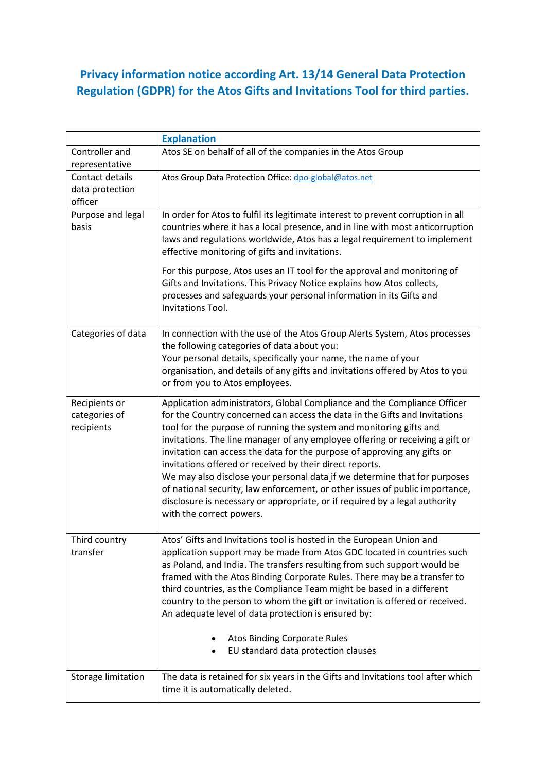# Privacy information notice according Art. 13/14 General Data Protection Regulation (GDPR) for the Atos Gifts and Invitations Tool for third parties.

| | Explanation |
|---|---|
| Controller and representative | Atos SE on behalf of all of the companies in the Atos Group |
| Contact details data protection officer | Atos Group Data Protection Office: dpo-global@atos.net |
| Purpose and legal basis | In order for Atos to fulfil its legitimate interest to prevent corruption in all countries where it has a local presence, and in line with most anticorruption laws and regulations worldwide, Atos has a legal requirement to implement effective monitoring of gifts and invitations.<br><br>For this purpose, Atos uses an IT tool for the approval and monitoring of Gifts and Invitations. This Privacy Notice explains how Atos collects, processes and safeguards your personal information in its Gifts and Invitations Tool. |
| Categories of data | In connection with the use of the Atos Group Alerts System, Atos processes the following categories of data about you:<br>Your personal details, specifically your name, the name of your organisation, and details of any gifts and invitations offered by Atos to you or from you to Atos employees. |
| Recipients or categories of recipients | Application administrators, Global Compliance and the Compliance Officer for the Country concerned can access the data in the Gifts and Invitations tool for the purpose of running the system and monitoring gifts and invitations. The line manager of any employee offering or receiving a gift or invitation can access the data for the purpose of approving any gifts or invitations offered or received by their direct reports.<br>We may also disclose your personal data if we determine that for purposes of national security, law enforcement, or other issues of public importance, disclosure is necessary or appropriate, or if required by a legal authority with the correct powers. |
| Third country transfer | Atos' Gifts and Invitations tool is hosted in the European Union and application support may be made from Atos GDC located in countries such as Poland, and India. The transfers resulting from such support would be framed with the Atos Binding Corporate Rules. There may be a transfer to third countries, as the Compliance Team might be based in a different country to the person to whom the gift or invitation is offered or received. An adequate level of data protection is ensured by:<br><br>• Atos Binding Corporate Rules<br>• EU standard data protection clauses |
| Storage limitation | The data is retained for six years in the Gifts and Invitations tool after which time it is automatically deleted. |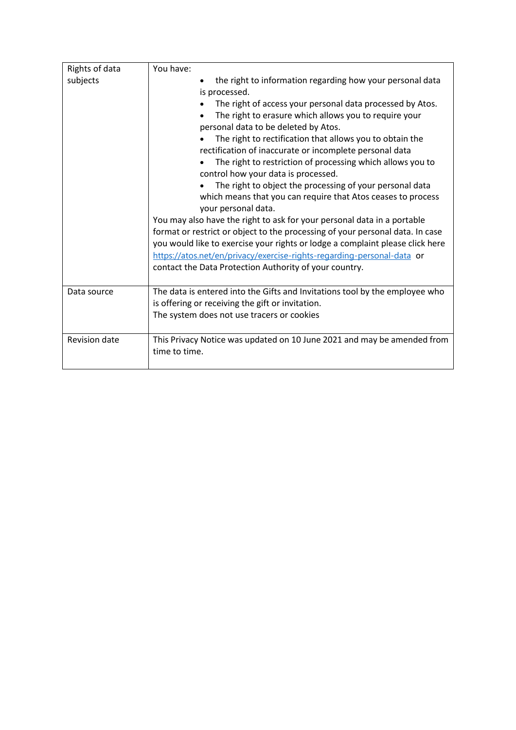| | |
|---|---|
| Rights of data subjects | You have:<br>• the right to information regarding how your personal data is processed.<br>• The right of access your personal data processed by Atos.<br>• The right to erasure which allows you to require your personal data to be deleted by Atos.<br>• The right to rectification that allows you to obtain the rectification of inaccurate or incomplete personal data<br>• The right to restriction of processing which allows you to control how your data is processed.<br>• The right to object the processing of your personal data which means that you can require that Atos ceases to process your personal data.<br>You may also have the right to ask for your personal data in a portable format or restrict or object to the processing of your personal data. In case you would like to exercise your rights or lodge a complaint please click here https://atos.net/en/privacy/exercise-rights-regarding-personal-data or contact the Data Protection Authority of your country. |
| Data source | The data is entered into the Gifts and Invitations tool by the employee who is offering or receiving the gift or invitation.<br>The system does not use tracers or cookies |
| Revision date | This Privacy Notice was updated on 10 June 2021 and may be amended from time to time. |